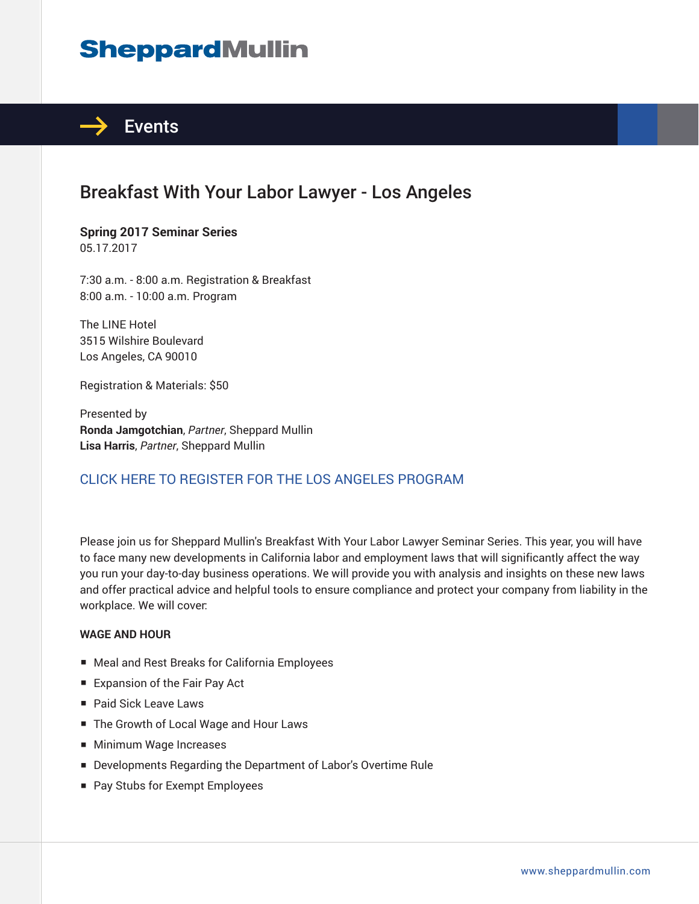# SheppardMullin

## Events

# Breakfast With Your Labor Lawyer - Los Angeles

**Spring 2017 Seminar Series**
05.17.2017

7:30 a.m. - 8:00 a.m. Registration & Breakfast
8:00 a.m. - 10:00 a.m. Program

The LINE Hotel
3515 Wilshire Boulevard
Los Angeles, CA 90010

Registration & Materials: $50

Presented by
**Ronda Jamgotchian**, *Partner*, Sheppard Mullin
**Lisa Harris**, *Partner*, Sheppard Mullin

CLICK HERE TO REGISTER FOR THE LOS ANGELES PROGRAM

Please join us for Sheppard Mullin's Breakfast With Your Labor Lawyer Seminar Series. This year, you will have to face many new developments in California labor and employment laws that will significantly affect the way you run your day-to-day business operations. We will provide you with analysis and insights on these new laws and offer practical advice and helpful tools to ensure compliance and protect your company from liability in the workplace. We will cover:

**WAGE AND HOUR**

- Meal and Rest Breaks for California Employees
- Expansion of the Fair Pay Act
- Paid Sick Leave Laws
- The Growth of Local Wage and Hour Laws
- Minimum Wage Increases
- Developments Regarding the Department of Labor's Overtime Rule
- Pay Stubs for Exempt Employees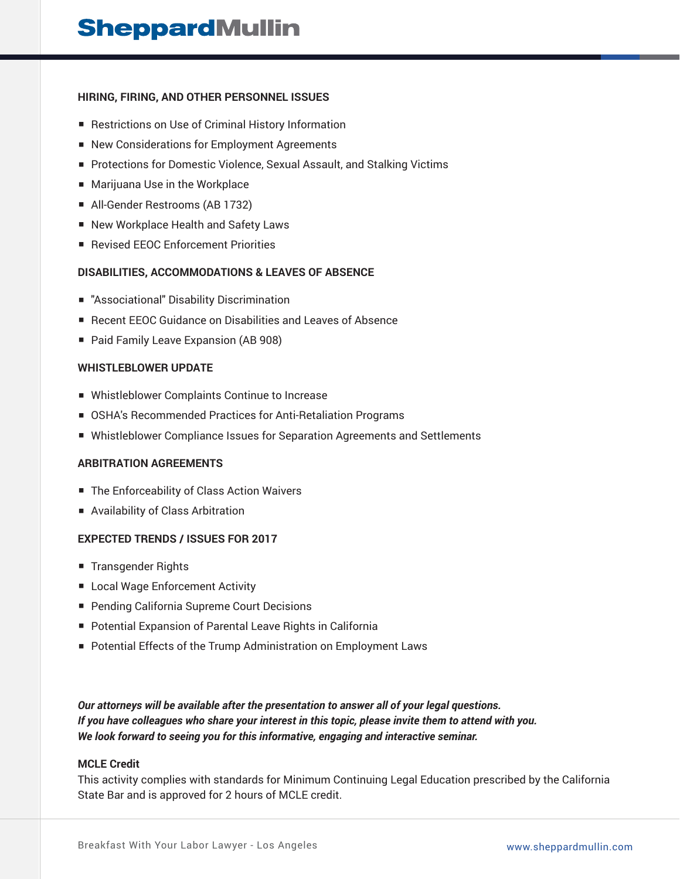## HIRING, FIRING, AND OTHER PERSONNEL ISSUES

- Restrictions on Use of Criminal History Information
- New Considerations for Employment Agreements
- Protections for Domestic Violence, Sexual Assault, and Stalking Victims
- Marijuana Use in the Workplace
- All-Gender Restrooms (AB 1732)
- New Workplace Health and Safety Laws
- Revised EEOC Enforcement Priorities

## DISABILITIES, ACCOMMODATIONS & LEAVES OF ABSENCE

- "Associational" Disability Discrimination
- Recent EEOC Guidance on Disabilities and Leaves of Absence
- Paid Family Leave Expansion (AB 908)

## WHISTLEBLOWER UPDATE

- Whistleblower Complaints Continue to Increase
- OSHA's Recommended Practices for Anti-Retaliation Programs
- Whistleblower Compliance Issues for Separation Agreements and Settlements

## ARBITRATION AGREEMENTS

- The Enforceability of Class Action Waivers
- Availability of Class Arbitration

## EXPECTED TRENDS / ISSUES FOR 2017

- Transgender Rights
- Local Wage Enforcement Activity
- Pending California Supreme Court Decisions
- Potential Expansion of Parental Leave Rights in California
- Potential Effects of the Trump Administration on Employment Laws

***Our attorneys will be available after the presentation to answer all of your legal questions.***
***If you have colleagues who share your interest in this topic, please invite them to attend with you.***
***We look forward to seeing you for this informative, engaging and interactive seminar.***

**MCLE Credit**

This activity complies with standards for Minimum Continuing Legal Education prescribed by the California State Bar and is approved for 2 hours of MCLE credit.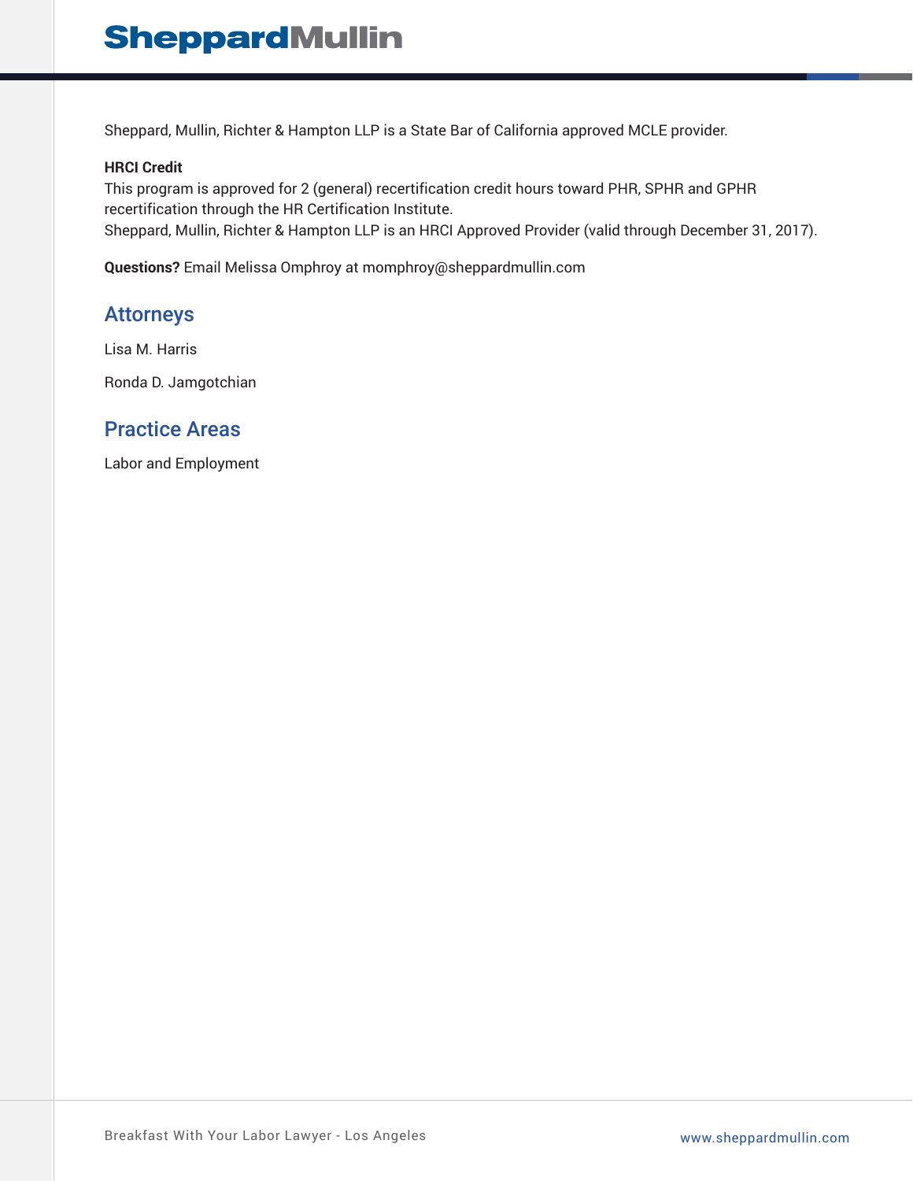Sheppard, Mullin, Richter & Hampton LLP is a State Bar of California approved MCLE provider.

**HRCI Credit**
This program is approved for 2 (general) recertification credit hours toward PHR, SPHR and GPHR recertification through the HR Certification Institute.
Sheppard, Mullin, Richter & Hampton LLP is an HRCI Approved Provider (valid through December 31, 2017).

**Questions?** Email Melissa Omphroy at momphroy@sheppardmullin.com

## Attorneys

Lisa M. Harris

Ronda D. Jamgotchian

## Practice Areas

Labor and Employment